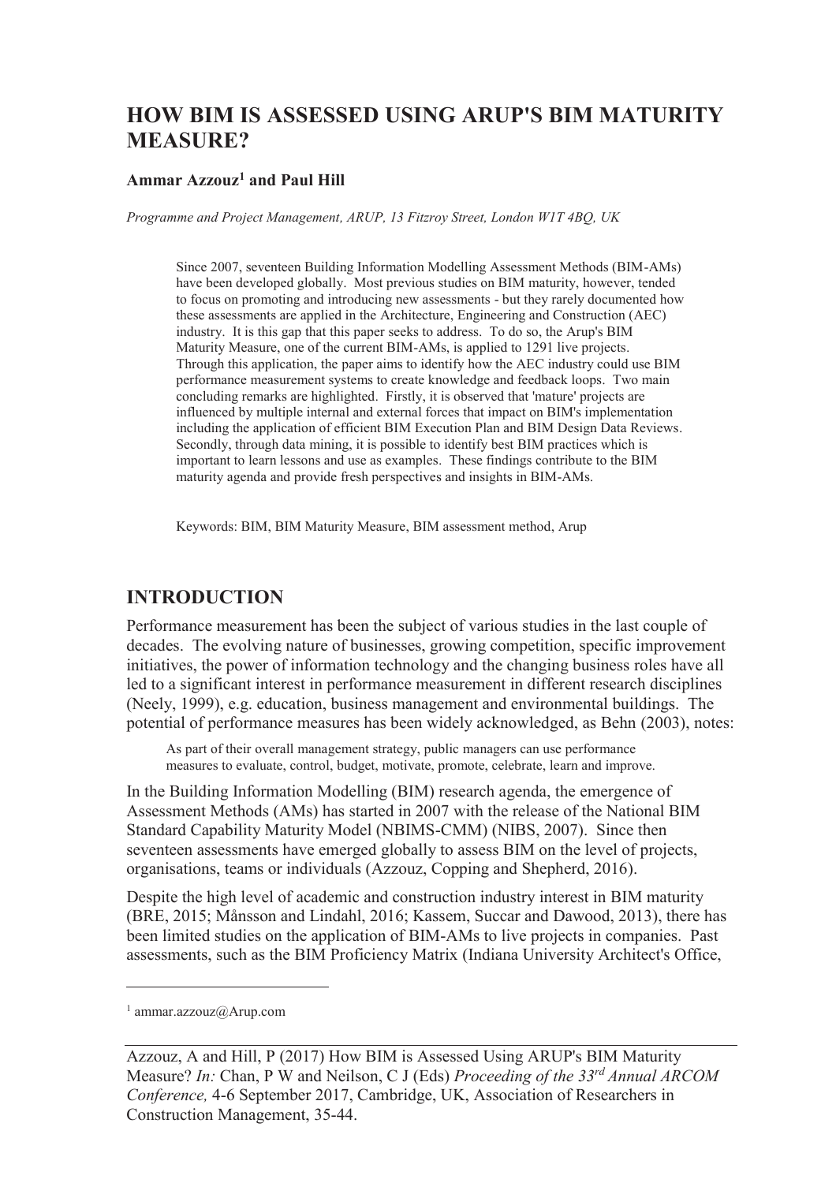# HOW BIM IS ASSESSED USING ARUP'S BIM MATURITY MEASURE?

**Ammar Azzouz[1] and Paul Hill**

*Programme and Project Management, ARUP, 13 Fitzroy Street, London W1T 4BQ, UK*

> Since 2007, seventeen Building Information Modelling Assessment Methods (BIM-AMs) have been developed globally. Most previous studies on BIM maturity, however, tended to focus on promoting and introducing new assessments - but they rarely documented how these assessments are applied in the Architecture, Engineering and Construction (AEC) industry. It is this gap that this paper seeks to address. To do so, the Arup's BIM Maturity Measure, one of the current BIM-AMs, is applied to 1291 live projects. Through this application, the paper aims to identify how the AEC industry could use BIM performance measurement systems to create knowledge and feedback loops. Two main concluding remarks are highlighted. Firstly, it is observed that 'mature' projects are influenced by multiple internal and external forces that impact on BIM's implementation including the application of efficient BIM Execution Plan and BIM Design Data Reviews. Secondly, through data mining, it is possible to identify best BIM practices which is important to learn lessons and use as examples. These findings contribute to the BIM maturity agenda and provide fresh perspectives and insights in BIM-AMs.
>
> Keywords: BIM, BIM Maturity Measure, BIM assessment method, Arup

## INTRODUCTION

Performance measurement has been the subject of various studies in the last couple of decades. The evolving nature of businesses, growing competition, specific improvement initiatives, the power of information technology and the changing business roles have all led to a significant interest in performance measurement in different research disciplines (Neely, 1999), e.g. education, business management and environmental buildings. The potential of performance measures has been widely acknowledged, as Behn (2003), notes:

> As part of their overall management strategy, public managers can use performance measures to evaluate, control, budget, motivate, promote, celebrate, learn and improve.

In the Building Information Modelling (BIM) research agenda, the emergence of Assessment Methods (AMs) has started in 2007 with the release of the National BIM Standard Capability Maturity Model (NBIMS-CMM) (NIBS, 2007). Since then seventeen assessments have emerged globally to assess BIM on the level of projects, organisations, teams or individuals (Azzouz, Copping and Shepherd, 2016).

Despite the high level of academic and construction industry interest in BIM maturity (BRE, 2015; Månsson and Lindahl, 2016; Kassem, Succar and Dawood, 2013), there has been limited studies on the application of BIM-AMs to live projects in companies. Past assessments, such as the BIM Proficiency Matrix (Indiana University Architect's Office,

[1] ammar.azzouz@Arup.com

Azzouz, A and Hill, P (2017) How BIM is Assessed Using ARUP's BIM Maturity Measure? *In:* Chan, P W and Neilson, C J (Eds) *Proceeding of the 33rd Annual ARCOM Conference,* 4-6 September 2017, Cambridge, UK, Association of Researchers in Construction Management, 35-44.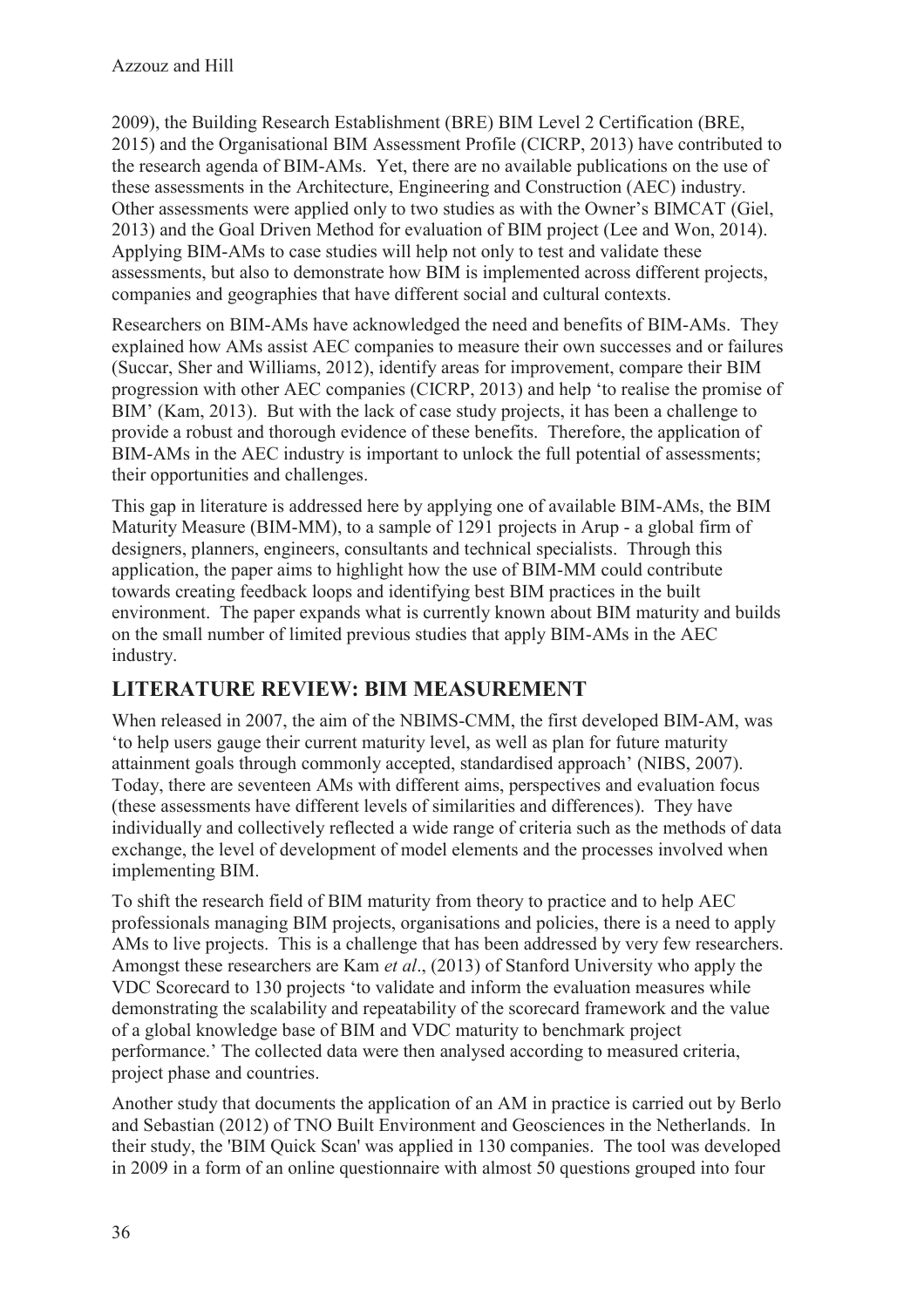2009), the Building Research Establishment (BRE) BIM Level 2 Certification (BRE, 2015) and the Organisational BIM Assessment Profile (CICRP, 2013) have contributed to the research agenda of BIM-AMs. Yet, there are no available publications on the use of these assessments in the Architecture, Engineering and Construction (AEC) industry. Other assessments were applied only to two studies as with the Owner's BIMCAT (Giel, 2013) and the Goal Driven Method for evaluation of BIM project (Lee and Won, 2014). Applying BIM-AMs to case studies will help not only to test and validate these assessments, but also to demonstrate how BIM is implemented across different projects, companies and geographies that have different social and cultural contexts.

Researchers on BIM-AMs have acknowledged the need and benefits of BIM-AMs. They explained how AMs assist AEC companies to measure their own successes and or failures (Succar, Sher and Williams, 2012), identify areas for improvement, compare their BIM progression with other AEC companies (CICRP, 2013) and help 'to realise the promise of BIM' (Kam, 2013). But with the lack of case study projects, it has been a challenge to provide a robust and thorough evidence of these benefits. Therefore, the application of BIM-AMs in the AEC industry is important to unlock the full potential of assessments; their opportunities and challenges.

This gap in literature is addressed here by applying one of available BIM-AMs, the BIM Maturity Measure (BIM-MM), to a sample of 1291 projects in Arup - a global firm of designers, planners, engineers, consultants and technical specialists. Through this application, the paper aims to highlight how the use of BIM-MM could contribute towards creating feedback loops and identifying best BIM practices in the built environment. The paper expands what is currently known about BIM maturity and builds on the small number of limited previous studies that apply BIM-AMs in the AEC industry.

## LITERATURE REVIEW: BIM MEASUREMENT

When released in 2007, the aim of the NBIMS-CMM, the first developed BIM-AM, was 'to help users gauge their current maturity level, as well as plan for future maturity attainment goals through commonly accepted, standardised approach' (NIBS, 2007). Today, there are seventeen AMs with different aims, perspectives and evaluation focus (these assessments have different levels of similarities and differences). They have individually and collectively reflected a wide range of criteria such as the methods of data exchange, the level of development of model elements and the processes involved when implementing BIM.

To shift the research field of BIM maturity from theory to practice and to help AEC professionals managing BIM projects, organisations and policies, there is a need to apply AMs to live projects. This is a challenge that has been addressed by very few researchers. Amongst these researchers are Kam *et al*., (2013) of Stanford University who apply the VDC Scorecard to 130 projects 'to validate and inform the evaluation measures while demonstrating the scalability and repeatability of the scorecard framework and the value of a global knowledge base of BIM and VDC maturity to benchmark project performance.' The collected data were then analysed according to measured criteria, project phase and countries.

Another study that documents the application of an AM in practice is carried out by Berlo and Sebastian (2012) of TNO Built Environment and Geosciences in the Netherlands. In their study, the 'BIM Quick Scan' was applied in 130 companies. The tool was developed in 2009 in a form of an online questionnaire with almost 50 questions grouped into four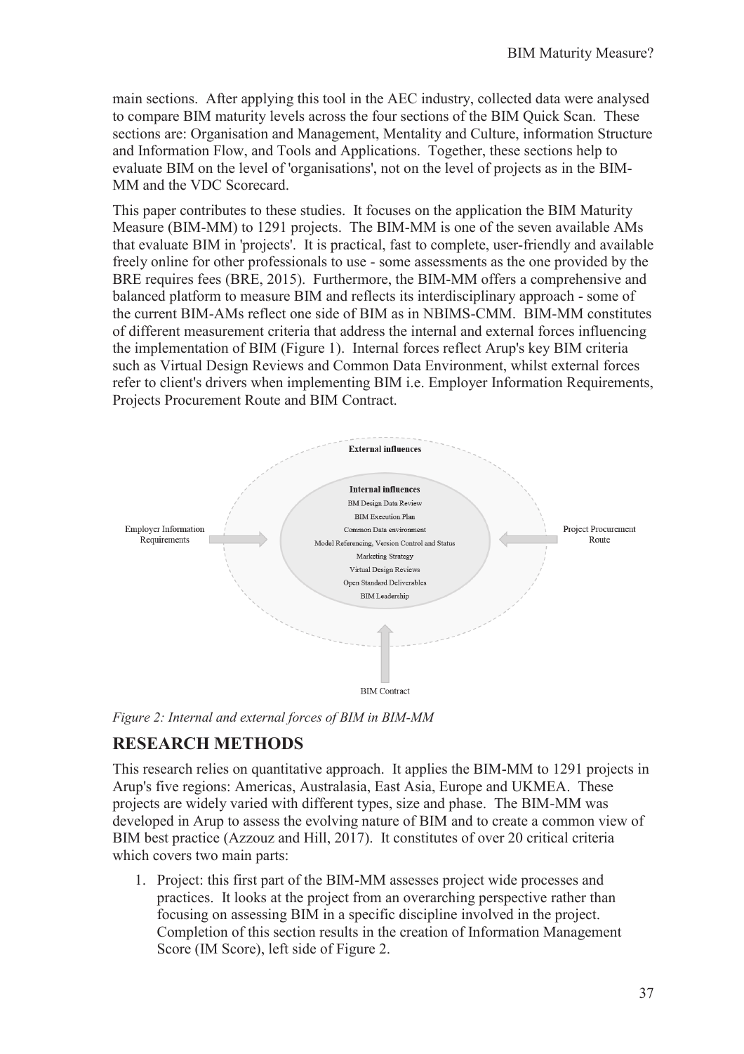main sections. After applying this tool in the AEC industry, collected data were analysed to compare BIM maturity levels across the four sections of the BIM Quick Scan. These sections are: Organisation and Management, Mentality and Culture, information Structure and Information Flow, and Tools and Applications. Together, these sections help to evaluate BIM on the level of 'organisations', not on the level of projects as in the BIM-MM and the VDC Scorecard.

This paper contributes to these studies. It focuses on the application the BIM Maturity Measure (BIM-MM) to 1291 projects. The BIM-MM is one of the seven available AMs that evaluate BIM in 'projects'. It is practical, fast to complete, user-friendly and available freely online for other professionals to use - some assessments as the one provided by the BRE requires fees (BRE, 2015). Furthermore, the BIM-MM offers a comprehensive and balanced platform to measure BIM and reflects its interdisciplinary approach - some of the current BIM-AMs reflect one side of BIM as in NBIMS-CMM. BIM-MM constitutes of different measurement criteria that address the internal and external forces influencing the implementation of BIM (Figure 1). Internal forces reflect Arup's key BIM criteria such as Virtual Design Reviews and Common Data Environment, whilst external forces refer to client's drivers when implementing BIM i.e. Employer Information Requirements, Projects Procurement Route and BIM Contract.

External influences

Internal influences
BM Design Data Review
BIM Execution Plan
Common Data environment
Model Referencing, Version Control and Status
Marketing Strategy
Virtual Design Reviews
Open Standard Deliverables
BIM Leadership

Employer Information Requirements

Project Procurement Route

BIM Contract

*Figure 2: Internal and external forces of BIM in BIM-MM*

## RESEARCH METHODS

This research relies on quantitative approach. It applies the BIM-MM to 1291 projects in Arup's five regions: Americas, Australasia, East Asia, Europe and UKMEA. These projects are widely varied with different types, size and phase. The BIM-MM was developed in Arup to assess the evolving nature of BIM and to create a common view of BIM best practice (Azzouz and Hill, 2017). It constitutes of over 20 critical criteria which covers two main parts:

1. Project: this first part of the BIM-MM assesses project wide processes and practices. It looks at the project from an overarching perspective rather than focusing on assessing BIM in a specific discipline involved in the project. Completion of this section results in the creation of Information Management Score (IM Score), left side of Figure 2.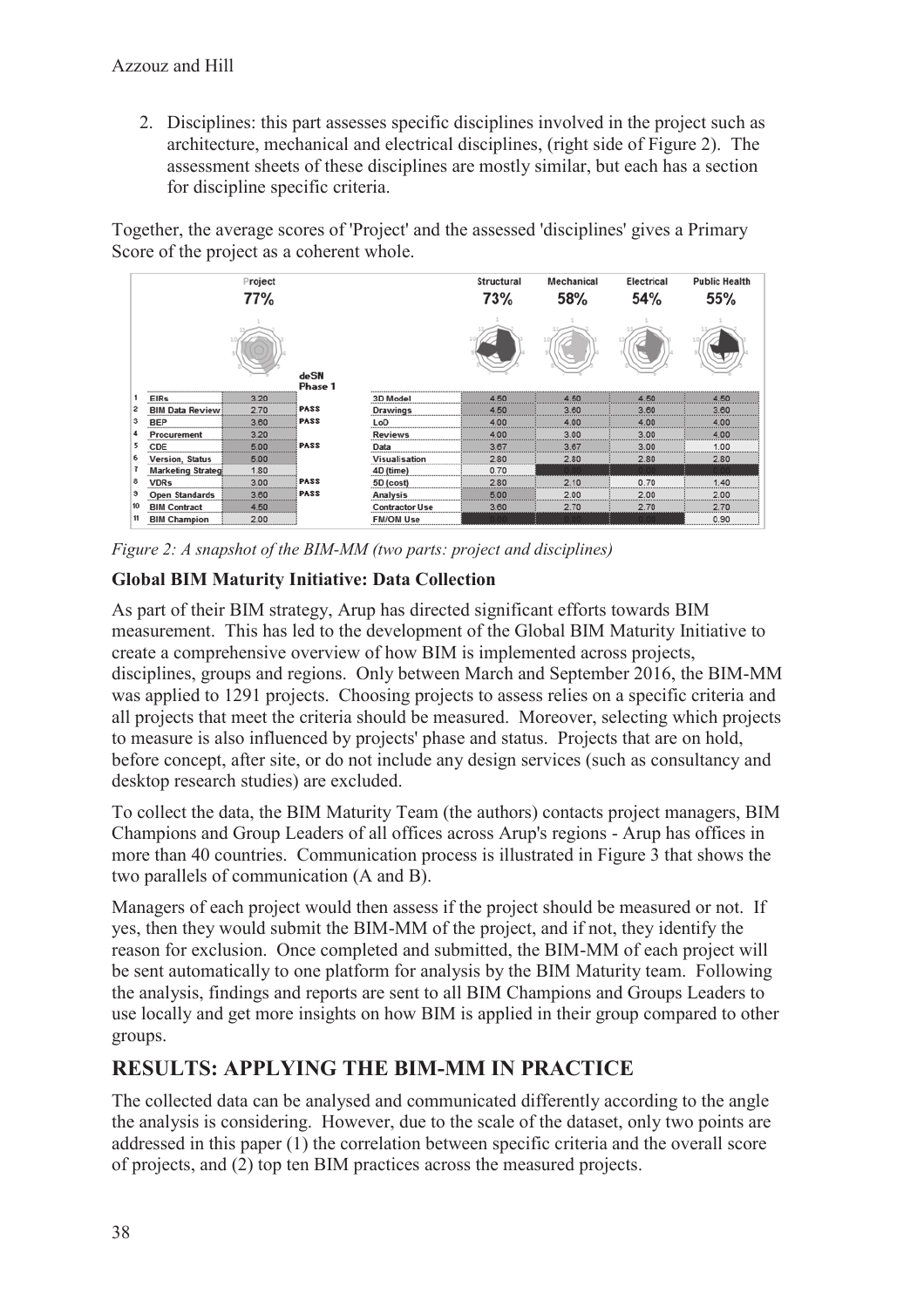2. Disciplines: this part assesses specific disciplines involved in the project such as architecture, mechanical and electrical disciplines, (right side of Figure 2). The assessment sheets of these disciplines are mostly similar, but each has a section for discipline specific criteria.

Together, the average scores of 'Project' and the assessed 'disciplines' gives a Primary Score of the project as a coherent whole.

| | Project | deSN Phase 1 | | Structural | Mechanical | Electrical | Public Health |
|---|---|---|---|---|---|---|---|
| | 77% | | | 73% | 58% | 54% | 55% |
| 1 EIRs | 3.20 | | 3D Model | 4.50 | 4.50 | 4.50 | 4.50 |
| 2 BIM Data Review | 2.70 | PASS | Drawings | 4.50 | 3.60 | 3.60 | 3.60 |
| 3 BEP | 3.60 | PASS | LoD | 4.00 | 4.00 | 4.00 | 4.00 |
| 4 Procurement | 3.20 | | Reviews | 4.00 | 3.00 | 3.00 | 4.00 |
| 5 CDE | 5.00 | PASS | Data | 3.67 | 3.67 | 3.00 | 1.00 |
| 6 Version, Status | 5.00 | | Visualisation | 2.80 | 2.80 | 2.80 | 2.80 |
| 7 Marketing Strateg | 1.80 | | 4D (time) | 0.70 | | | |
| 8 VDRs | 3.00 | PASS | 5D (cost) | 2.80 | 2.10 | 0.70 | 1.40 |
| 9 Open Standards | 3.60 | PASS | Analysis | 5.00 | 2.00 | 2.00 | 2.00 |
| 10 BIM Contract | 4.50 | | Contractor Use | 3.60 | 2.70 | 2.70 | 2.70 |
| 11 BIM Champion | 2.00 | | FM/OM Use | | | | 0.90 |

*Figure 2: A snapshot of the BIM-MM (two parts: project and disciplines)*

**Global BIM Maturity Initiative: Data Collection**

As part of their BIM strategy, Arup has directed significant efforts towards BIM measurement. This has led to the development of the Global BIM Maturity Initiative to create a comprehensive overview of how BIM is implemented across projects, disciplines, groups and regions. Only between March and September 2016, the BIM-MM was applied to 1291 projects. Choosing projects to assess relies on a specific criteria and all projects that meet the criteria should be measured. Moreover, selecting which projects to measure is also influenced by projects' phase and status. Projects that are on hold, before concept, after site, or do not include any design services (such as consultancy and desktop research studies) are excluded.

To collect the data, the BIM Maturity Team (the authors) contacts project managers, BIM Champions and Group Leaders of all offices across Arup's regions - Arup has offices in more than 40 countries. Communication process is illustrated in Figure 3 that shows the two parallels of communication (A and B).

Managers of each project would then assess if the project should be measured or not. If yes, then they would submit the BIM-MM of the project, and if not, they identify the reason for exclusion. Once completed and submitted, the BIM-MM of each project will be sent automatically to one platform for analysis by the BIM Maturity team. Following the analysis, findings and reports are sent to all BIM Champions and Groups Leaders to use locally and get more insights on how BIM is applied in their group compared to other groups.

## RESULTS: APPLYING THE BIM-MM IN PRACTICE

The collected data can be analysed and communicated differently according to the angle the analysis is considering. However, due to the scale of the dataset, only two points are addressed in this paper (1) the correlation between specific criteria and the overall score of projects, and (2) top ten BIM practices across the measured projects.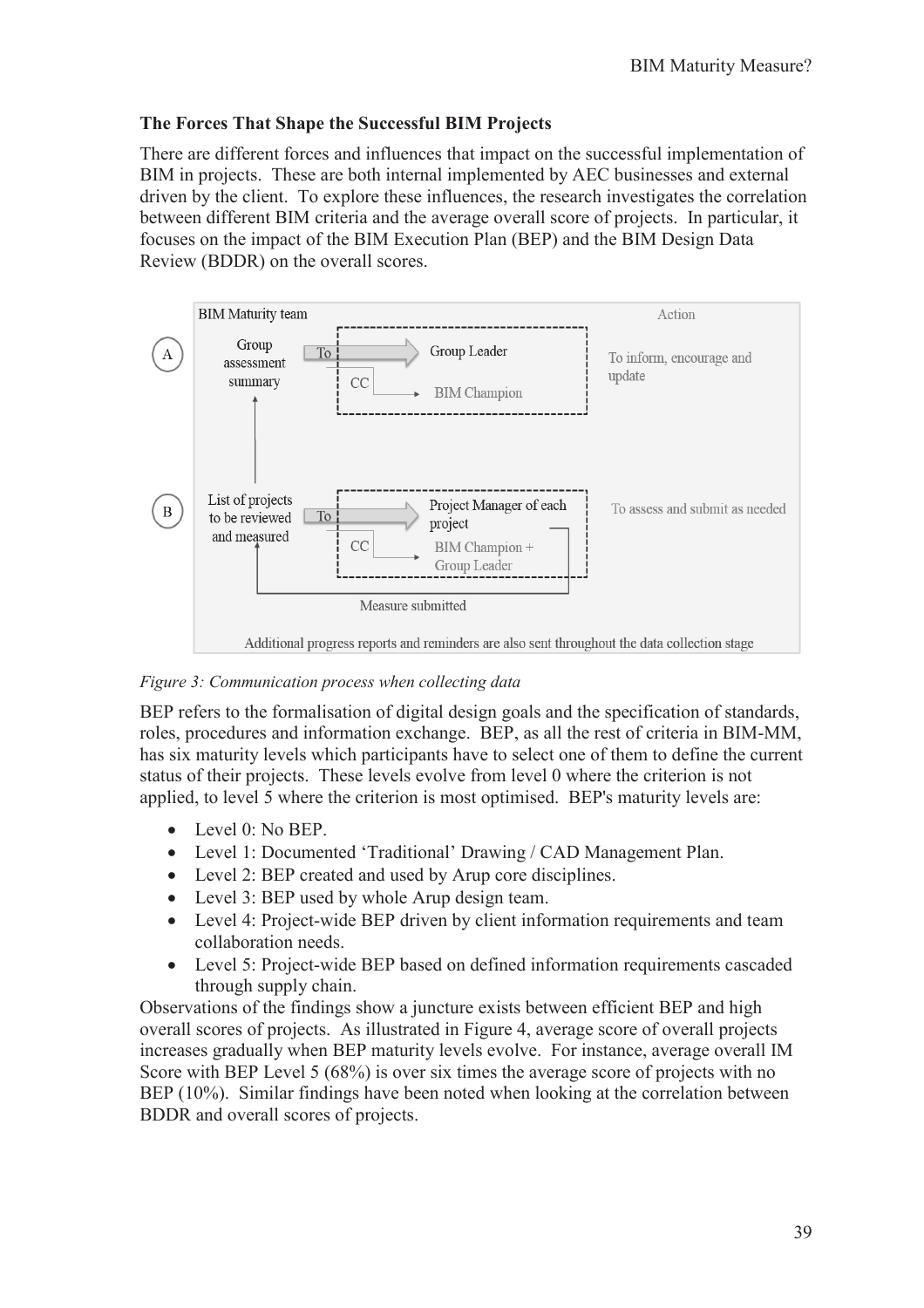### The Forces That Shape the Successful BIM Projects

There are different forces and influences that impact on the successful implementation of BIM in projects. These are both internal implemented by AEC businesses and external driven by the client. To explore these influences, the research investigates the correlation between different BIM criteria and the average overall score of projects. In particular, it focuses on the impact of the BIM Execution Plan (BEP) and the BIM Design Data Review (BDDR) on the overall scores.

*Figure 3: Communication process when collecting data*

BEP refers to the formalisation of digital design goals and the specification of standards, roles, procedures and information exchange. BEP, as all the rest of criteria in BIM-MM, has six maturity levels which participants have to select one of them to define the current status of their projects. These levels evolve from level 0 where the criterion is not applied, to level 5 where the criterion is most optimised. BEP's maturity levels are:

- Level 0: No BEP.
- Level 1: Documented 'Traditional' Drawing / CAD Management Plan.
- Level 2: BEP created and used by Arup core disciplines.
- Level 3: BEP used by whole Arup design team.
- Level 4: Project-wide BEP driven by client information requirements and team collaboration needs.
- Level 5: Project-wide BEP based on defined information requirements cascaded through supply chain.

Observations of the findings show a juncture exists between efficient BEP and high overall scores of projects. As illustrated in Figure 4, average score of overall projects increases gradually when BEP maturity levels evolve. For instance, average overall IM Score with BEP Level 5 (68%) is over six times the average score of projects with no BEP (10%). Similar findings have been noted when looking at the correlation between BDDR and overall scores of projects.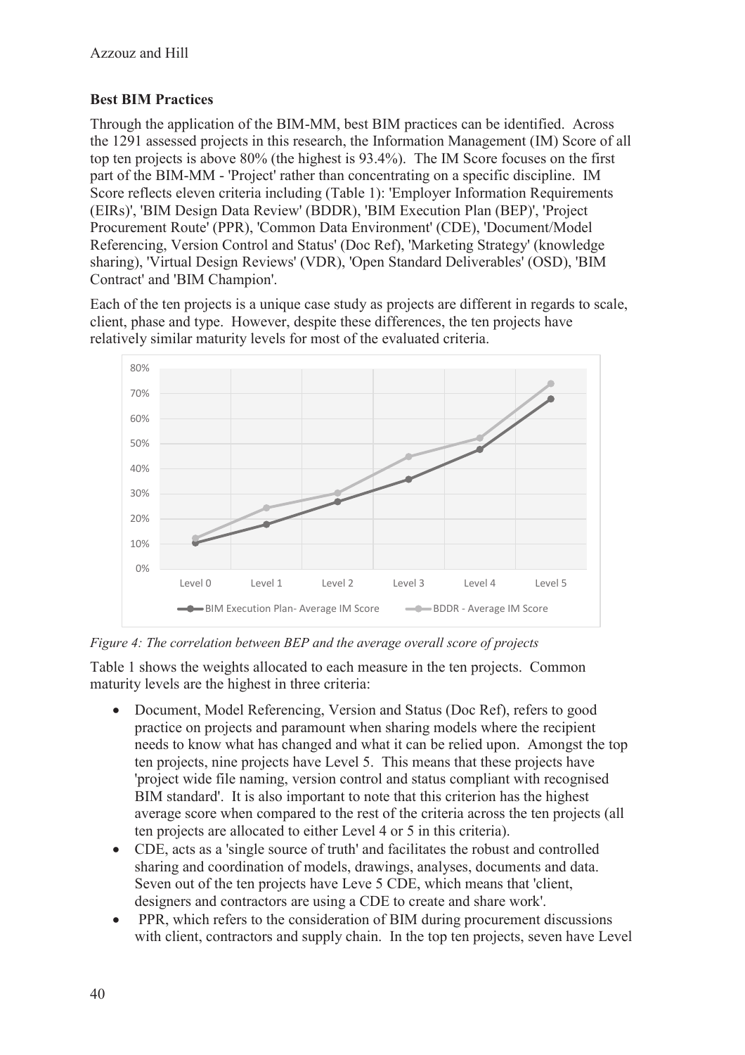## Best BIM Practices

Through the application of the BIM-MM, best BIM practices can be identified. Across the 1291 assessed projects in this research, the Information Management (IM) Score of all top ten projects is above 80% (the highest is 93.4%). The IM Score focuses on the first part of the BIM-MM - 'Project' rather than concentrating on a specific discipline. IM Score reflects eleven criteria including (Table 1): 'Employer Information Requirements (EIRs)', 'BIM Design Data Review' (BDDR), 'BIM Execution Plan (BEP)', 'Project Procurement Route' (PPR), 'Common Data Environment' (CDE), 'Document/Model Referencing, Version Control and Status' (Doc Ref), 'Marketing Strategy' (knowledge sharing), 'Virtual Design Reviews' (VDR), 'Open Standard Deliverables' (OSD), 'BIM Contract' and 'BIM Champion'.

Each of the ten projects is a unique case study as projects are different in regards to scale, client, phase and type. However, despite these differences, the ten projects have relatively similar maturity levels for most of the evaluated criteria.

*Figure 4: The correlation between BEP and the average overall score of projects*

Table 1 shows the weights allocated to each measure in the ten projects. Common maturity levels are the highest in three criteria:

- Document, Model Referencing, Version and Status (Doc Ref), refers to good practice on projects and paramount when sharing models where the recipient needs to know what has changed and what it can be relied upon. Amongst the top ten projects, nine projects have Level 5. This means that these projects have 'project wide file naming, version control and status compliant with recognised BIM standard'. It is also important to note that this criterion has the highest average score when compared to the rest of the criteria across the ten projects (all ten projects are allocated to either Level 4 or 5 in this criteria).
- CDE, acts as a 'single source of truth' and facilitates the robust and controlled sharing and coordination of models, drawings, analyses, documents and data. Seven out of the ten projects have Leve 5 CDE, which means that 'client, designers and contractors are using a CDE to create and share work'.
- PPR, which refers to the consideration of BIM during procurement discussions with client, contractors and supply chain. In the top ten projects, seven have Level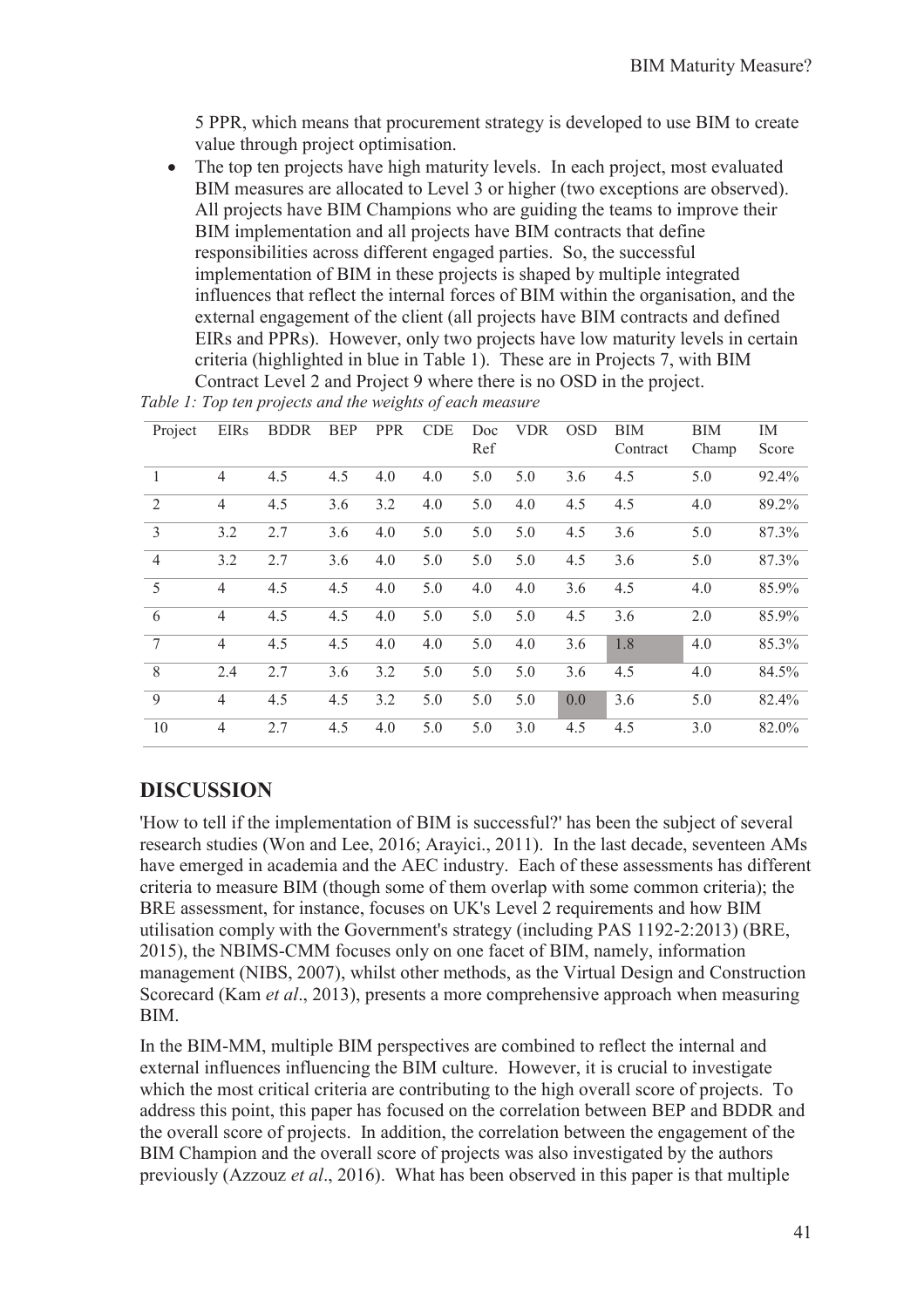5 PPR, which means that procurement strategy is developed to use BIM to create value through project optimisation.

- The top ten projects have high maturity levels. In each project, most evaluated BIM measures are allocated to Level 3 or higher (two exceptions are observed). All projects have BIM Champions who are guiding the teams to improve their BIM implementation and all projects have BIM contracts that define responsibilities across different engaged parties. So, the successful implementation of BIM in these projects is shaped by multiple integrated influences that reflect the internal forces of BIM within the organisation, and the external engagement of the client (all projects have BIM contracts and defined EIRs and PPRs). However, only two projects have low maturity levels in certain criteria (highlighted in blue in Table 1). These are in Projects 7, with BIM Contract Level 2 and Project 9 where there is no OSD in the project.

*Table 1: Top ten projects and the weights of each measure*

| Project | EIRs | BDDR | BEP | PPR | CDE | Doc Ref | VDR | OSD | BIM Contract | BIM Champ | IM Score |
|---|---|---|---|---|---|---|---|---|---|---|---|
| 1 | 4 | 4.5 | 4.5 | 4.0 | 4.0 | 5.0 | 5.0 | 3.6 | 4.5 | 5.0 | 92.4% |
| 2 | 4 | 4.5 | 3.6 | 3.2 | 4.0 | 5.0 | 4.0 | 4.5 | 4.5 | 4.0 | 89.2% |
| 3 | 3.2 | 2.7 | 3.6 | 4.0 | 5.0 | 5.0 | 5.0 | 4.5 | 3.6 | 5.0 | 87.3% |
| 4 | 3.2 | 2.7 | 3.6 | 4.0 | 5.0 | 5.0 | 5.0 | 4.5 | 3.6 | 5.0 | 87.3% |
| 5 | 4 | 4.5 | 4.5 | 4.0 | 5.0 | 4.0 | 4.0 | 3.6 | 4.5 | 4.0 | 85.9% |
| 6 | 4 | 4.5 | 4.5 | 4.0 | 5.0 | 5.0 | 5.0 | 4.5 | 3.6 | 2.0 | 85.9% |
| 7 | 4 | 4.5 | 4.5 | 4.0 | 4.0 | 5.0 | 4.0 | 3.6 | 1.8 | 4.0 | 85.3% |
| 8 | 2.4 | 2.7 | 3.6 | 3.2 | 5.0 | 5.0 | 5.0 | 3.6 | 4.5 | 4.0 | 84.5% |
| 9 | 4 | 4.5 | 4.5 | 3.2 | 5.0 | 5.0 | 5.0 | 0.0 | 3.6 | 5.0 | 82.4% |
| 10 | 4 | 2.7 | 4.5 | 4.0 | 5.0 | 5.0 | 3.0 | 4.5 | 4.5 | 3.0 | 82.0% |

## DISCUSSION

'How to tell if the implementation of BIM is successful?' has been the subject of several research studies (Won and Lee, 2016; Arayici., 2011). In the last decade, seventeen AMs have emerged in academia and the AEC industry. Each of these assessments has different criteria to measure BIM (though some of them overlap with some common criteria); the BRE assessment, for instance, focuses on UK's Level 2 requirements and how BIM utilisation comply with the Government's strategy (including PAS 1192-2:2013) (BRE, 2015), the NBIMS-CMM focuses only on one facet of BIM, namely, information management (NIBS, 2007), whilst other methods, as the Virtual Design and Construction Scorecard (Kam *et al*., 2013), presents a more comprehensive approach when measuring BIM.

In the BIM-MM, multiple BIM perspectives are combined to reflect the internal and external influences influencing the BIM culture. However, it is crucial to investigate which the most critical criteria are contributing to the high overall score of projects. To address this point, this paper has focused on the correlation between BEP and BDDR and the overall score of projects. In addition, the correlation between the engagement of the BIM Champion and the overall score of projects was also investigated by the authors previously (Azzouz *et al*., 2016). What has been observed in this paper is that multiple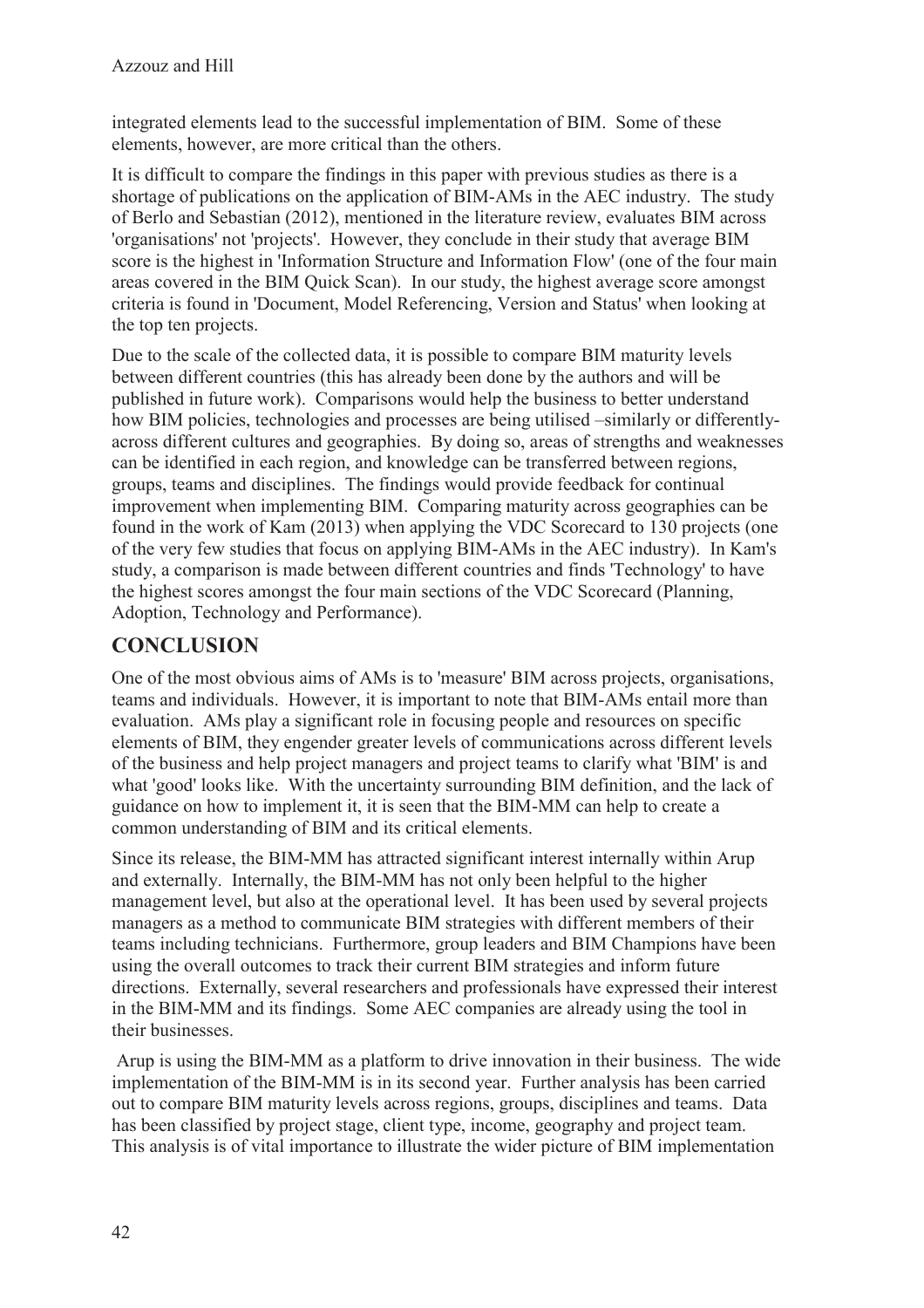integrated elements lead to the successful implementation of BIM. Some of these elements, however, are more critical than the others.

It is difficult to compare the findings in this paper with previous studies as there is a shortage of publications on the application of BIM-AMs in the AEC industry. The study of Berlo and Sebastian (2012), mentioned in the literature review, evaluates BIM across 'organisations' not 'projects'. However, they conclude in their study that average BIM score is the highest in 'Information Structure and Information Flow' (one of the four main areas covered in the BIM Quick Scan). In our study, the highest average score amongst criteria is found in 'Document, Model Referencing, Version and Status' when looking at the top ten projects.

Due to the scale of the collected data, it is possible to compare BIM maturity levels between different countries (this has already been done by the authors and will be published in future work). Comparisons would help the business to better understand how BIM policies, technologies and processes are being utilised –similarly or differently- across different cultures and geographies. By doing so, areas of strengths and weaknesses can be identified in each region, and knowledge can be transferred between regions, groups, teams and disciplines. The findings would provide feedback for continual improvement when implementing BIM. Comparing maturity across geographies can be found in the work of Kam (2013) when applying the VDC Scorecard to 130 projects (one of the very few studies that focus on applying BIM-AMs in the AEC industry). In Kam's study, a comparison is made between different countries and finds 'Technology' to have the highest scores amongst the four main sections of the VDC Scorecard (Planning, Adoption, Technology and Performance).

## CONCLUSION

One of the most obvious aims of AMs is to 'measure' BIM across projects, organisations, teams and individuals. However, it is important to note that BIM-AMs entail more than evaluation. AMs play a significant role in focusing people and resources on specific elements of BIM, they engender greater levels of communications across different levels of the business and help project managers and project teams to clarify what 'BIM' is and what 'good' looks like. With the uncertainty surrounding BIM definition, and the lack of guidance on how to implement it, it is seen that the BIM-MM can help to create a common understanding of BIM and its critical elements.

Since its release, the BIM-MM has attracted significant interest internally within Arup and externally. Internally, the BIM-MM has not only been helpful to the higher management level, but also at the operational level. It has been used by several projects managers as a method to communicate BIM strategies with different members of their teams including technicians. Furthermore, group leaders and BIM Champions have been using the overall outcomes to track their current BIM strategies and inform future directions. Externally, several researchers and professionals have expressed their interest in the BIM-MM and its findings. Some AEC companies are already using the tool in their businesses.

Arup is using the BIM-MM as a platform to drive innovation in their business. The wide implementation of the BIM-MM is in its second year. Further analysis has been carried out to compare BIM maturity levels across regions, groups, disciplines and teams. Data has been classified by project stage, client type, income, geography and project team. This analysis is of vital importance to illustrate the wider picture of BIM implementation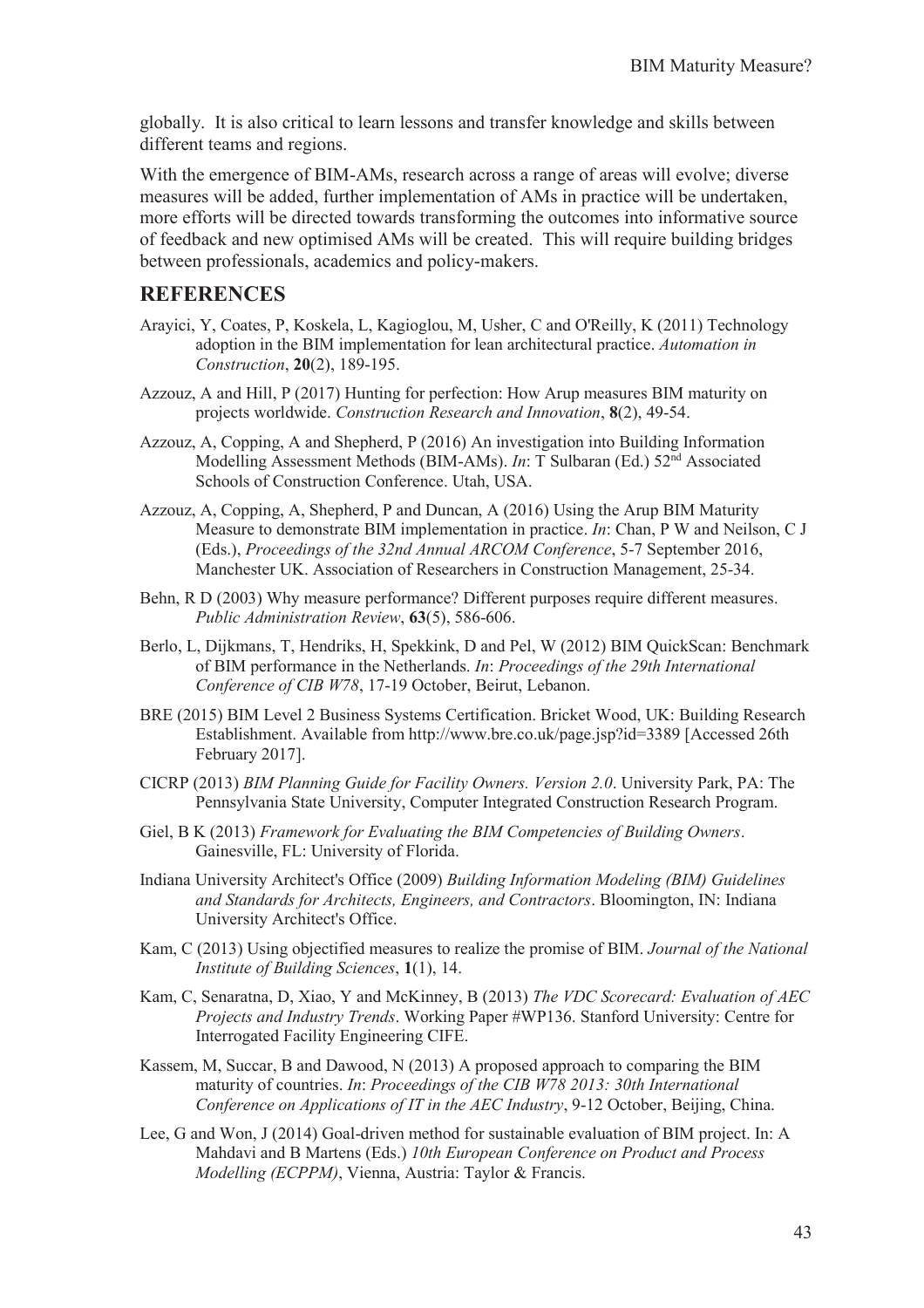globally. It is also critical to learn lessons and transfer knowledge and skills between different teams and regions.

With the emergence of BIM-AMs, research across a range of areas will evolve; diverse measures will be added, further implementation of AMs in practice will be undertaken, more efforts will be directed towards transforming the outcomes into informative source of feedback and new optimised AMs will be created. This will require building bridges between professionals, academics and policy-makers.

## REFERENCES

Arayici, Y, Coates, P, Koskela, L, Kagioglou, M, Usher, C and O'Reilly, K (2011) Technology adoption in the BIM implementation for lean architectural practice. *Automation in Construction*, **20**(2), 189-195.

Azzouz, A and Hill, P (2017) Hunting for perfection: How Arup measures BIM maturity on projects worldwide. *Construction Research and Innovation*, **8**(2), 49-54.

Azzouz, A, Copping, A and Shepherd, P (2016) An investigation into Building Information Modelling Assessment Methods (BIM-AMs). *In*: T Sulbaran (Ed.) 52nd Associated Schools of Construction Conference. Utah, USA.

Azzouz, A, Copping, A, Shepherd, P and Duncan, A (2016) Using the Arup BIM Maturity Measure to demonstrate BIM implementation in practice. *In*: Chan, P W and Neilson, C J (Eds.), *Proceedings of the 32nd Annual ARCOM Conference*, 5-7 September 2016, Manchester UK. Association of Researchers in Construction Management, 25-34.

Behn, R D (2003) Why measure performance? Different purposes require different measures. *Public Administration Review*, **63**(5), 586-606.

Berlo, L, Dijkmans, T, Hendriks, H, Spekkink, D and Pel, W (2012) BIM QuickScan: Benchmark of BIM performance in the Netherlands. *In*: *Proceedings of the 29th International Conference of CIB W78*, 17-19 October, Beirut, Lebanon.

BRE (2015) BIM Level 2 Business Systems Certification. Bricket Wood, UK: Building Research Establishment. Available from http://www.bre.co.uk/page.jsp?id=3389 [Accessed 26th February 2017].

CICRP (2013) *BIM Planning Guide for Facility Owners. Version 2.0*. University Park, PA: The Pennsylvania State University, Computer Integrated Construction Research Program.

Giel, B K (2013) *Framework for Evaluating the BIM Competencies of Building Owners*. Gainesville, FL: University of Florida.

Indiana University Architect's Office (2009) *Building Information Modeling (BIM) Guidelines and Standards for Architects, Engineers, and Contractors*. Bloomington, IN: Indiana University Architect's Office.

Kam, C (2013) Using objectified measures to realize the promise of BIM. *Journal of the National Institute of Building Sciences*, **1**(1), 14.

Kam, C, Senaratna, D, Xiao, Y and McKinney, B (2013) *The VDC Scorecard: Evaluation of AEC Projects and Industry Trends*. Working Paper #WP136. Stanford University: Centre for Interrogated Facility Engineering CIFE.

Kassem, M, Succar, B and Dawood, N (2013) A proposed approach to comparing the BIM maturity of countries. *In*: *Proceedings of the CIB W78 2013: 30th International Conference on Applications of IT in the AEC Industry*, 9-12 October, Beijing, China.

Lee, G and Won, J (2014) Goal-driven method for sustainable evaluation of BIM project. In: A Mahdavi and B Martens (Eds.) *10th European Conference on Product and Process Modelling (ECPPM)*, Vienna, Austria: Taylor & Francis.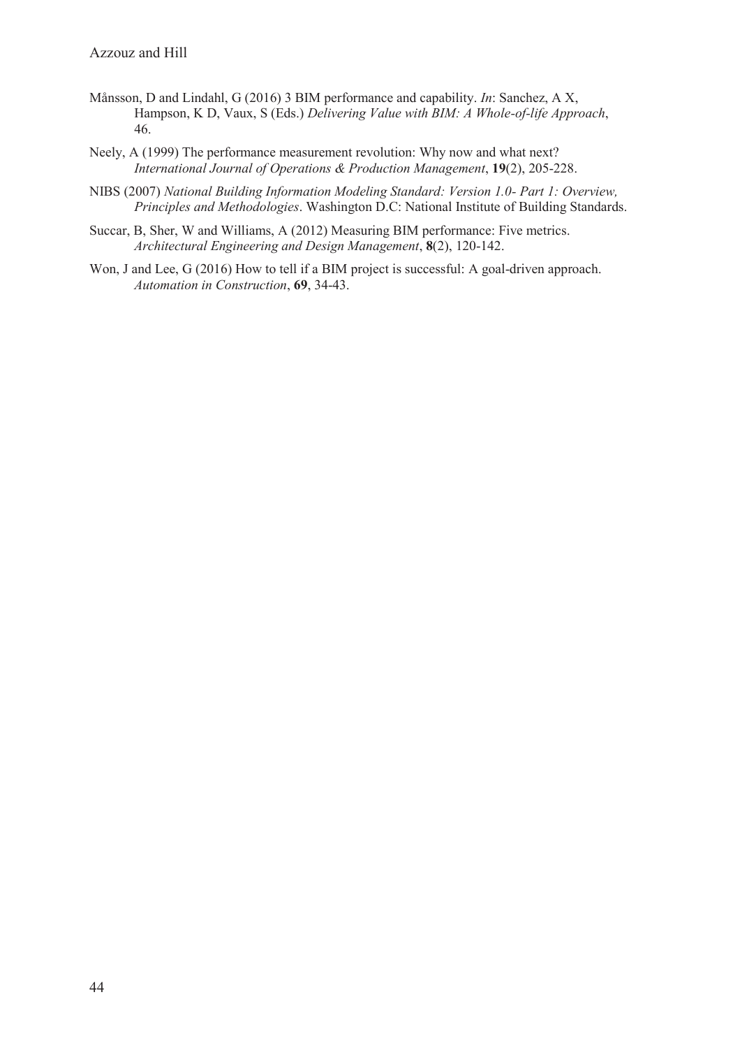Månsson, D and Lindahl, G (2016) 3 BIM performance and capability. *In*: Sanchez, A X, Hampson, K D, Vaux, S (Eds.) *Delivering Value with BIM: A Whole-of-life Approach*, 46.

Neely, A (1999) The performance measurement revolution: Why now and what next? *International Journal of Operations & Production Management*, **19**(2), 205-228.

NIBS (2007) *National Building Information Modeling Standard: Version 1.0- Part 1: Overview, Principles and Methodologies*. Washington D.C: National Institute of Building Standards.

Succar, B, Sher, W and Williams, A (2012) Measuring BIM performance: Five metrics. *Architectural Engineering and Design Management*, **8**(2), 120-142.

Won, J and Lee, G (2016) How to tell if a BIM project is successful: A goal-driven approach. *Automation in Construction*, **69**, 34-43.